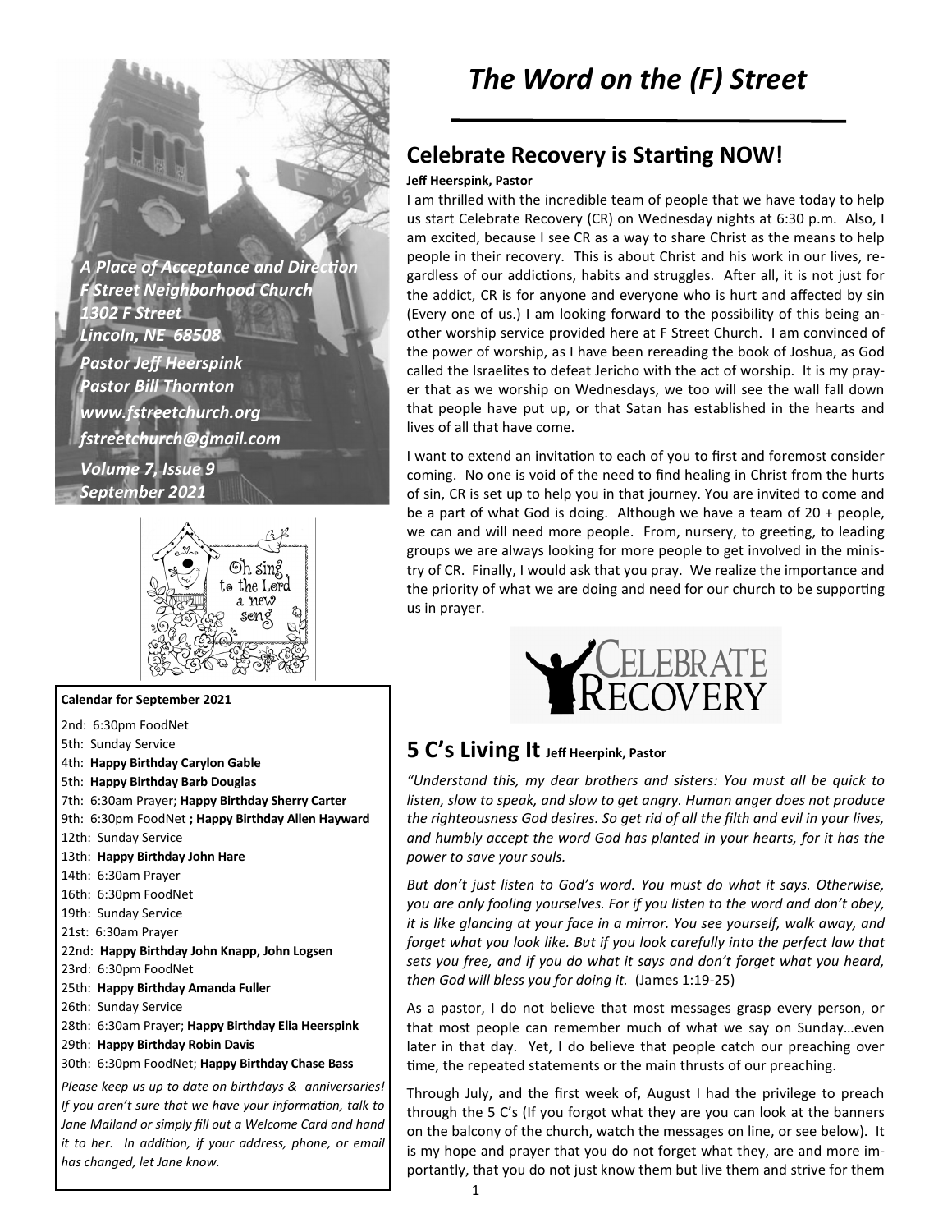# The Word on the (F) Street

*A Place of Acceptance and Direction*
*F Street Neighborhood Church*
*1302 F Street*
*Lincoln, NE 68508*
*Pastor Jeff Heerspink*
*Pastor Bill Thornton*
*www.fstreetchurch.org*
*fstreetchurch@gmail.com*
*Volume 7, Issue 9*
*September 2021*

Oh sing to the Lord a new song

**Calendar for September 2021**

2nd: 6:30pm FoodNet
5th: Sunday Service
4th: **Happy Birthday Carylon Gable**
5th: **Happy Birthday Barb Douglas**
7th: 6:30am Prayer; **Happy Birthday Sherry Carter**
9th: 6:30pm FoodNet **; Happy Birthday Allen Hayward**
12th: Sunday Service
13th: **Happy Birthday John Hare**
14th: 6:30am Prayer
16th: 6:30pm FoodNet
19th: Sunday Service
21st: 6:30am Prayer
22nd: **Happy Birthday John Knapp, John Logsen**
23rd: 6:30pm FoodNet
25th: **Happy Birthday Amanda Fuller**
26th: Sunday Service
28th: 6:30am Prayer; **Happy Birthday Elia Heerspink**
29th: **Happy Birthday Robin Davis**
30th: 6:30pm FoodNet; **Happy Birthday Chase Bass**

*Please keep us up to date on birthdays & anniversaries! If you aren't sure that we have your information, talk to Jane Mailand or simply fill out a Welcome Card and hand it to her. In addition, if your address, phone, or email has changed, let Jane know.*

## Celebrate Recovery is Starting NOW!

**Jeff Heerspink, Pastor**

I am thrilled with the incredible team of people that we have today to help us start Celebrate Recovery (CR) on Wednesday nights at 6:30 p.m. Also, I am excited, because I see CR as a way to share Christ as the means to help people in their recovery. This is about Christ and his work in our lives, regardless of our addictions, habits and struggles. After all, it is not just for the addict, CR is for anyone and everyone who is hurt and affected by sin (Every one of us.) I am looking forward to the possibility of this being another worship service provided here at F Street Church. I am convinced of the power of worship, as I have been rereading the book of Joshua, as God called the Israelites to defeat Jericho with the act of worship. It is my prayer that as we worship on Wednesdays, we too will see the wall fall down that people have put up, or that Satan has established in the hearts and lives of all that have come.

I want to extend an invitation to each of you to first and foremost consider coming. No one is void of the need to find healing in Christ from the hurts of sin, CR is set up to help you in that journey. You are invited to come and be a part of what God is doing. Although we have a team of 20 + people, we can and will need more people. From, nursery, to greeting, to leading groups we are always looking for more people to get involved in the ministry of CR. Finally, I would ask that you pray. We realize the importance and the priority of what we are doing and need for our church to be supporting us in prayer.

Celebrate Recovery

## 5 C's Living It **Jeff Heerspink, Pastor**

*"Understand this, my dear brothers and sisters: You must all be quick to listen, slow to speak, and slow to get angry. Human anger does not produce the righteousness God desires. So get rid of all the filth and evil in your lives, and humbly accept the word God has planted in your hearts, for it has the power to save your souls.*

*But don't just listen to God's word. You must do what it says. Otherwise, you are only fooling yourselves. For if you listen to the word and don't obey, it is like glancing at your face in a mirror. You see yourself, walk away, and forget what you look like. But if you look carefully into the perfect law that sets you free, and if you do what it says and don't forget what you heard, then God will bless you for doing it.* (James 1:19-25)

As a pastor, I do not believe that most messages grasp every person, or that most people can remember much of what we say on Sunday…even later in that day. Yet, I do believe that people catch our preaching over time, the repeated statements or the main thrusts of our preaching.

Through July, and the first week of, August I had the privilege to preach through the 5 C's (If you forgot what they are you can look at the banners on the balcony of the church, watch the messages on line, or see below). It is my hope and prayer that you do not forget what they, are and more importantly, that you do not just know them but live them and strive for them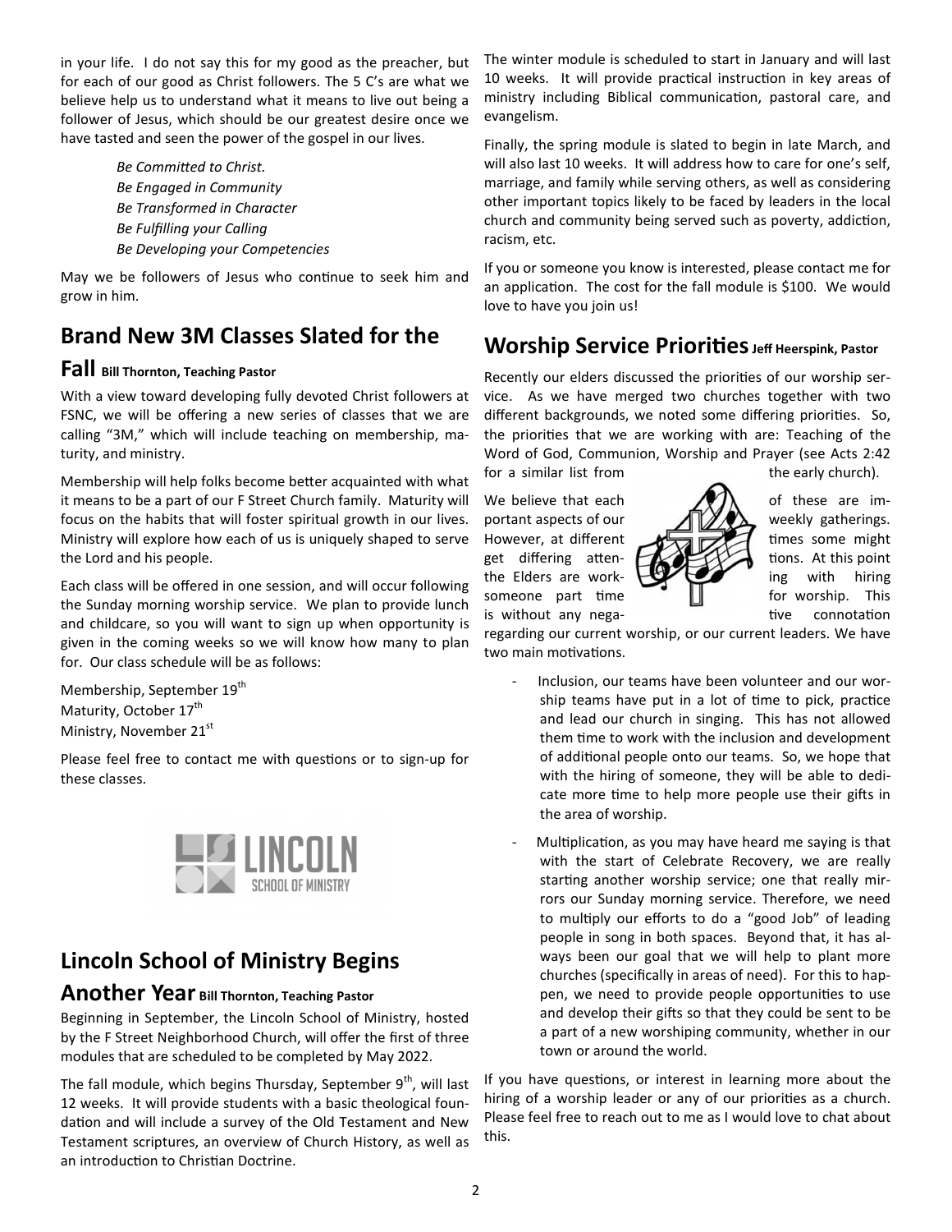in your life. I do not say this for my good as the preacher, but for each of our good as Christ followers. The 5 C's are what we believe help us to understand what it means to live out being a follower of Jesus, which should be our greatest desire once we have tasted and seen the power of the gospel in our lives.

*Be Committed to Christ.*
*Be Engaged in Community*
*Be Transformed in Character*
*Be Fulfilling your Calling*
*Be Developing your Competencies*

May we be followers of Jesus who continue to seek him and grow in him.

## Brand New 3M Classes Slated for the Fall **Bill Thornton, Teaching Pastor**

With a view toward developing fully devoted Christ followers at FSNC, we will be offering a new series of classes that we are calling "3M," which will include teaching on membership, maturity, and ministry.

Membership will help folks become better acquainted with what it means to be a part of our F Street Church family. Maturity will focus on the habits that will foster spiritual growth in our lives. Ministry will explore how each of us is uniquely shaped to serve the Lord and his people.

Each class will be offered in one session, and will occur following the Sunday morning worship service. We plan to provide lunch and childcare, so you will want to sign up when opportunity is given in the coming weeks so we will know how many to plan for. Our class schedule will be as follows:

Membership, September 19th
Maturity, October 17th
Ministry, November 21st

Please feel free to contact me with questions or to sign-up for these classes.

LINCOLN SCHOOL OF MINISTRY

## Lincoln School of Ministry Begins Another Year **Bill Thornton, Teaching Pastor**

Beginning in September, the Lincoln School of Ministry, hosted by the F Street Neighborhood Church, will offer the first of three modules that are scheduled to be completed by May 2022.

The fall module, which begins Thursday, September 9th, will last 12 weeks. It will provide students with a basic theological foundation and will include a survey of the Old Testament and New Testament scriptures, an overview of Church History, as well as an introduction to Christian Doctrine.

The winter module is scheduled to start in January and will last 10 weeks. It will provide practical instruction in key areas of ministry including Biblical communication, pastoral care, and evangelism.

Finally, the spring module is slated to begin in late March, and will also last 10 weeks. It will address how to care for one's self, marriage, and family while serving others, as well as considering other important topics likely to be faced by leaders in the local church and community being served such as poverty, addiction, racism, etc.

If you or someone you know is interested, please contact me for an application. The cost for the fall module is $100. We would love to have you join us!

## Worship Service Priorities **Jeff Heerspink, Pastor**

Recently our elders discussed the priorities of our worship service. As we have merged two churches together with two different backgrounds, we noted some differing priorities. So, the priorities that we are working with are: Teaching of the Word of God, Communion, Worship and Prayer (see Acts 2:42 for a similar list from the early church).

We believe that each of these are important aspects of our weekly gatherings. However, at different times some might get differing attentions. At this point the Elders are working with hiring someone part time for worship. This is without any negative connotation regarding our current worship, or our current leaders. We have two main motivations.

- Inclusion, our teams have been volunteer and our worship teams have put in a lot of time to pick, practice and lead our church in singing. This has not allowed them time to work with the inclusion and development of additional people onto our teams. So, we hope that with the hiring of someone, they will be able to dedicate more time to help more people use their gifts in the area of worship.
- Multiplication, as you may have heard me saying is that with the start of Celebrate Recovery, we are really starting another worship service; one that really mirrors our Sunday morning service. Therefore, we need to multiply our efforts to do a "good Job" of leading people in song in both spaces. Beyond that, it has always been our goal that we will help to plant more churches (specifically in areas of need). For this to happen, we need to provide people opportunities to use and develop their gifts so that they could be sent to be a part of a new worshiping community, whether in our town or around the world.

If you have questions, or interest in learning more about the hiring of a worship leader or any of our priorities as a church. Please feel free to reach out to me as I would love to chat about this.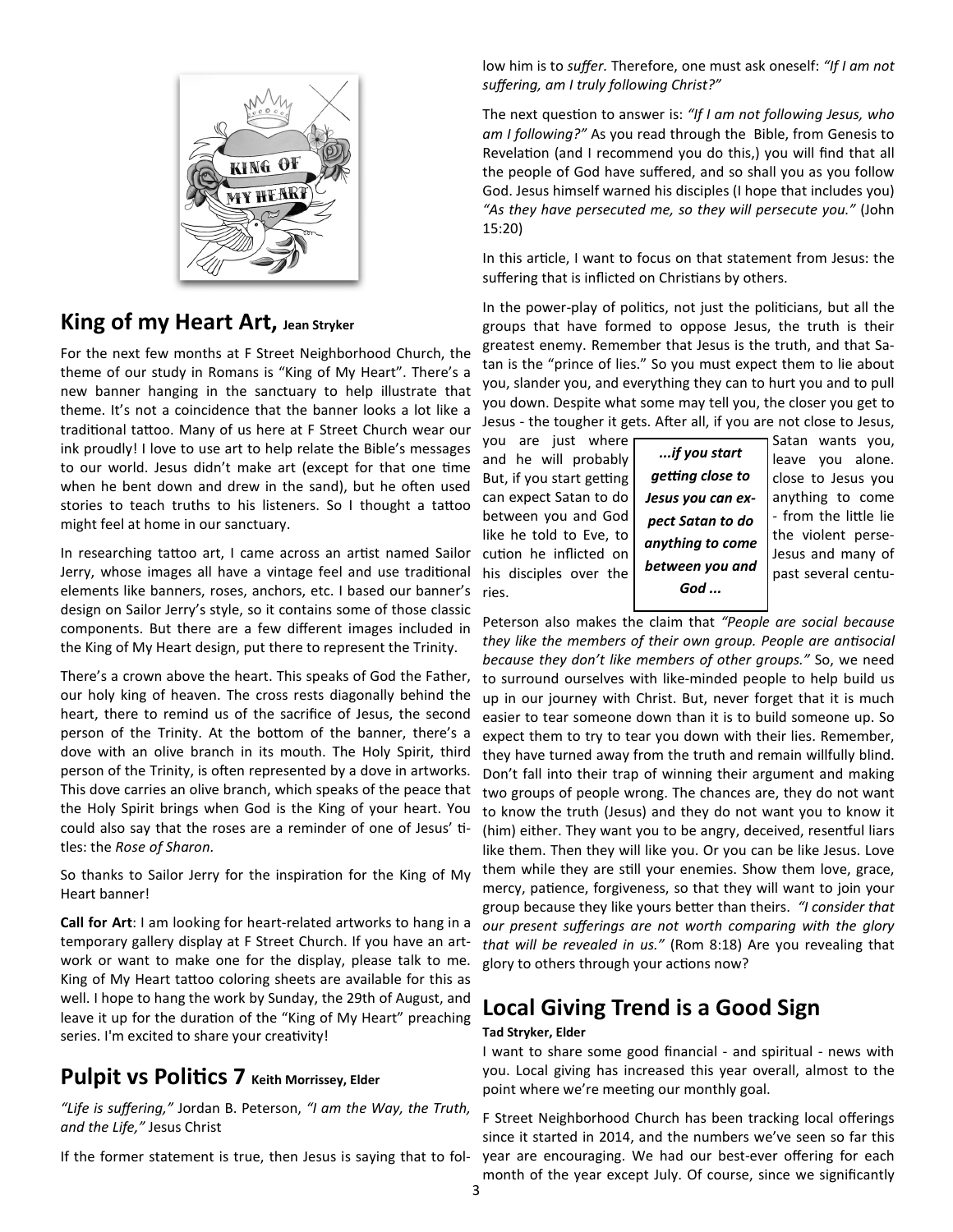## King of my Heart Art, Jean Stryker

For the next few months at F Street Neighborhood Church, the theme of our study in Romans is "King of My Heart". There's a new banner hanging in the sanctuary to help illustrate that theme. It's not a coincidence that the banner looks a lot like a traditional tattoo. Many of us here at F Street Church wear our ink proudly! I love to use art to help relate the Bible's messages to our world. Jesus didn't make art (except for that one time when he bent down and drew in the sand), but he often used stories to teach truths to his listeners. So I thought a tattoo might feel at home in our sanctuary.

In researching tattoo art, I came across an artist named Sailor Jerry, whose images all have a vintage feel and use traditional elements like banners, roses, anchors, etc. I based our banner's design on Sailor Jerry's style, so it contains some of those classic components. But there are a few different images included in the King of My Heart design, put there to represent the Trinity.

There's a crown above the heart. This speaks of God the Father, our holy king of heaven. The cross rests diagonally behind the heart, there to remind us of the sacrifice of Jesus, the second person of the Trinity. At the bottom of the banner, there's a dove with an olive branch in its mouth. The Holy Spirit, third person of the Trinity, is often represented by a dove in artworks. This dove carries an olive branch, which speaks of the peace that the Holy Spirit brings when God is the King of your heart. You could also say that the roses are a reminder of one of Jesus' titles: the *Rose of Sharon.*

So thanks to Sailor Jerry for the inspiration for the King of My Heart banner!

**Call for Art**: I am looking for heart-related artworks to hang in a temporary gallery display at F Street Church. If you have an artwork or want to make one for the display, please talk to me. King of My Heart tattoo coloring sheets are available for this as well. I hope to hang the work by Sunday, the 29th of August, and leave it up for the duration of the "King of My Heart" preaching series. I'm excited to share your creativity!

## Pulpit vs Politics 7 Keith Morrissey, Elder

*"Life is suffering,"* Jordan B. Peterson, *"I am the Way, the Truth, and the Life,"* Jesus Christ

If the former statement is true, then Jesus is saying that to follow him is to *suffer.* Therefore, one must ask oneself: *"If I am not suffering, am I truly following Christ?"*

The next question to answer is: *"If I am not following Jesus, who am I following?"* As you read through the Bible, from Genesis to Revelation (and I recommend you do this,) you will find that all the people of God have suffered, and so shall you as you follow God. Jesus himself warned his disciples (I hope that includes you) *"As they have persecuted me, so they will persecute you."* (John 15:20)

In this article, I want to focus on that statement from Jesus: the suffering that is inflicted on Christians by others.

In the power-play of politics, not just the politicians, but all the groups that have formed to oppose Jesus, the truth is their greatest enemy. Remember that Jesus is the truth, and that Satan is the "prince of lies." So you must expect them to lie about you, slander you, and everything they can to hurt you and to pull you down. Despite what some may tell you, the closer you get to Jesus - the tougher it gets. After all, if you are not close to Jesus, you are just where Satan wants you, and he will probably leave you alone. But, if you start getting close to Jesus you can expect Satan to do anything to come between you and God - from the little lie like he told to Eve, to the violent persecution he inflicted on Jesus and many of his disciples over the past several centuries.

> ***...if you start getting close to Jesus you can expect Satan to do anything to come between you and God ...***

Peterson also makes the claim that *"People are social because they like the members of their own group. People are antisocial because they don't like members of other groups."* So, we need to surround ourselves with like-minded people to help build us up in our journey with Christ. But, never forget that it is much easier to tear someone down than it is to build someone up. So expect them to try to tear you down with their lies. Remember, they have turned away from the truth and remain willfully blind. Don't fall into their trap of winning their argument and making two groups of people wrong. The chances are, they do not want to know the truth (Jesus) and they do not want you to know it (him) either. They want you to be angry, deceived, resentful liars like them. Then they will like you. Or you can be like Jesus. Love them while they are still your enemies. Show them love, grace, mercy, patience, forgiveness, so that they will want to join your group because they like yours better than theirs. *"I consider that our present sufferings are not worth comparing with the glory that will be revealed in us."* (Rom 8:18) Are you revealing that glory to others through your actions now?

## Local Giving Trend is a Good Sign

**Tad Stryker, Elder**

I want to share some good financial - and spiritual - news with you. Local giving has increased this year overall, almost to the point where we're meeting our monthly goal.

F Street Neighborhood Church has been tracking local offerings since it started in 2014, and the numbers we've seen so far this year are encouraging. We had our best-ever offering for each month of the year except July. Of course, since we significantly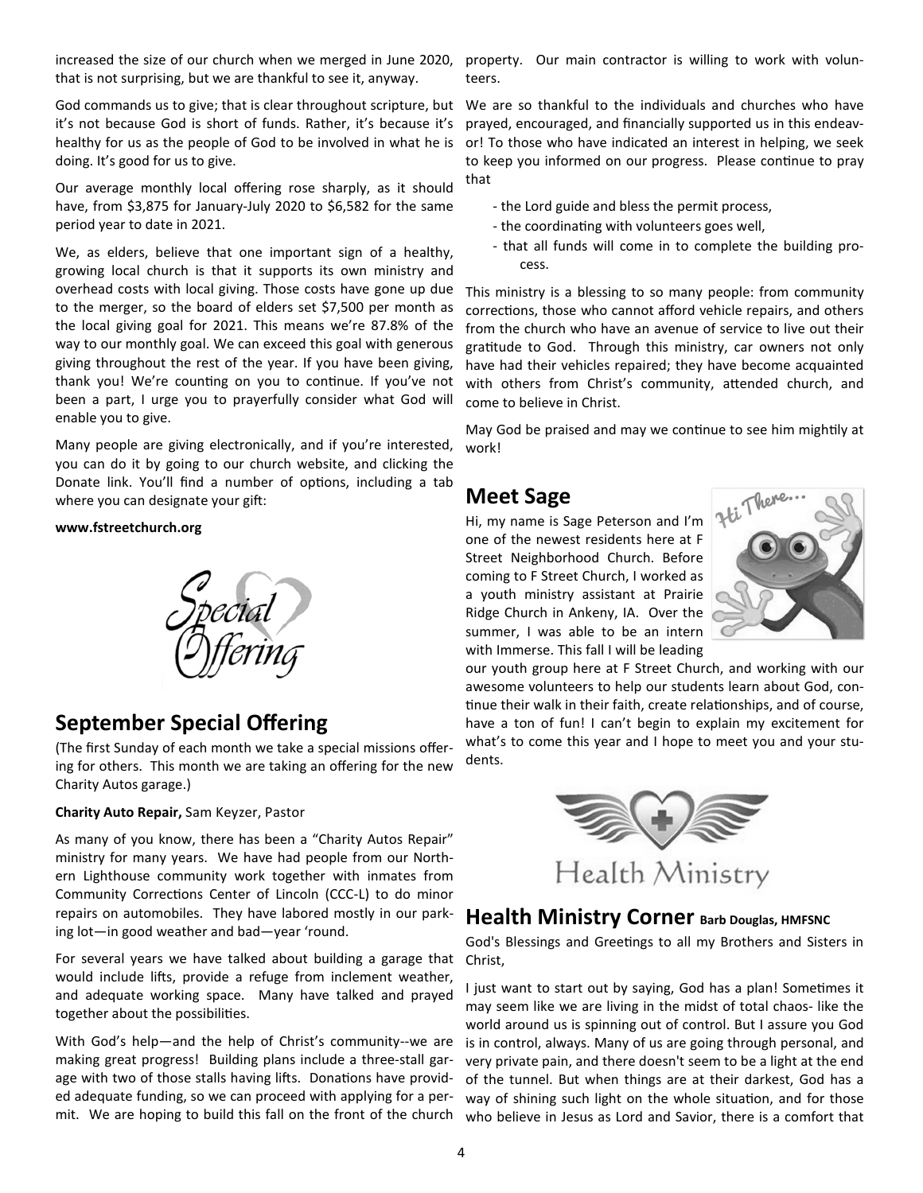increased the size of our church when we merged in June 2020, that is not surprising, but we are thankful to see it, anyway.

God commands us to give; that is clear throughout scripture, but it's not because God is short of funds. Rather, it's because it's healthy for us as the people of God to be involved in what he is doing. It's good for us to give.

Our average monthly local offering rose sharply, as it should have, from $3,875 for January-July 2020 to $6,582 for the same period year to date in 2021.

We, as elders, believe that one important sign of a healthy, growing local church is that it supports its own ministry and overhead costs with local giving. Those costs have gone up due to the merger, so the board of elders set $7,500 per month as the local giving goal for 2021. This means we're 87.8% of the way to our monthly goal. We can exceed this goal with generous giving throughout the rest of the year. If you have been giving, thank you! We're counting on you to continue. If you've not been a part, I urge you to prayerfully consider what God will enable you to give.

Many people are giving electronically, and if you're interested, you can do it by going to our church website, and clicking the Donate link. You'll find a number of options, including a tab where you can designate your gift:

**www.fstreetchurch.org**

## September Special Offering

(The first Sunday of each month we take a special missions offering for others. This month we are taking an offering for the new Charity Autos garage.)

**Charity Auto Repair,** Sam Keyzer, Pastor

As many of you know, there has been a "Charity Autos Repair" ministry for many years. We have had people from our Northern Lighthouse community work together with inmates from Community Corrections Center of Lincoln (CCC-L) to do minor repairs on automobiles. They have labored mostly in our parking lot—in good weather and bad—year 'round.

For several years we have talked about building a garage that would include lifts, provide a refuge from inclement weather, and adequate working space. Many have talked and prayed together about the possibilities.

With God's help—and the help of Christ's community--we are making great progress! Building plans include a three-stall garage with two of those stalls having lifts. Donations have provided adequate funding, so we can proceed with applying for a permit. We are hoping to build this fall on the front of the church property. Our main contractor is willing to work with volunteers.

We are so thankful to the individuals and churches who have prayed, encouraged, and financially supported us in this endeavor! To those who have indicated an interest in helping, we seek to keep you informed on our progress. Please continue to pray that

- the Lord guide and bless the permit process,
- the coordinating with volunteers goes well,
- that all funds will come in to complete the building process.

This ministry is a blessing to so many people: from community corrections, those who cannot afford vehicle repairs, and others from the church who have an avenue of service to live out their gratitude to God. Through this ministry, car owners not only have had their vehicles repaired; they have become acquainted with others from Christ's community, attended church, and come to believe in Christ.

May God be praised and may we continue to see him mightily at work!

## Meet Sage

Hi, my name is Sage Peterson and I'm one of the newest residents here at F Street Neighborhood Church. Before coming to F Street Church, I worked as a youth ministry assistant at Prairie Ridge Church in Ankeny, IA. Over the summer, I was able to be an intern with Immerse. This fall I will be leading our youth group here at F Street Church, and working with our awesome volunteers to help our students learn about God, continue their walk in their faith, create relationships, and of course, have a ton of fun! I can't begin to explain my excitement for what's to come this year and I hope to meet you and your students.

## Health Ministry Corner Barb Douglas, HMFSNC

God's Blessings and Greetings to all my Brothers and Sisters in Christ,

I just want to start out by saying, God has a plan! Sometimes it may seem like we are living in the midst of total chaos- like the world around us is spinning out of control. But I assure you God is in control, always. Many of us are going through personal, and very private pain, and there doesn't seem to be a light at the end of the tunnel. But when things are at their darkest, God has a way of shining such light on the whole situation, and for those who believe in Jesus as Lord and Savior, there is a comfort that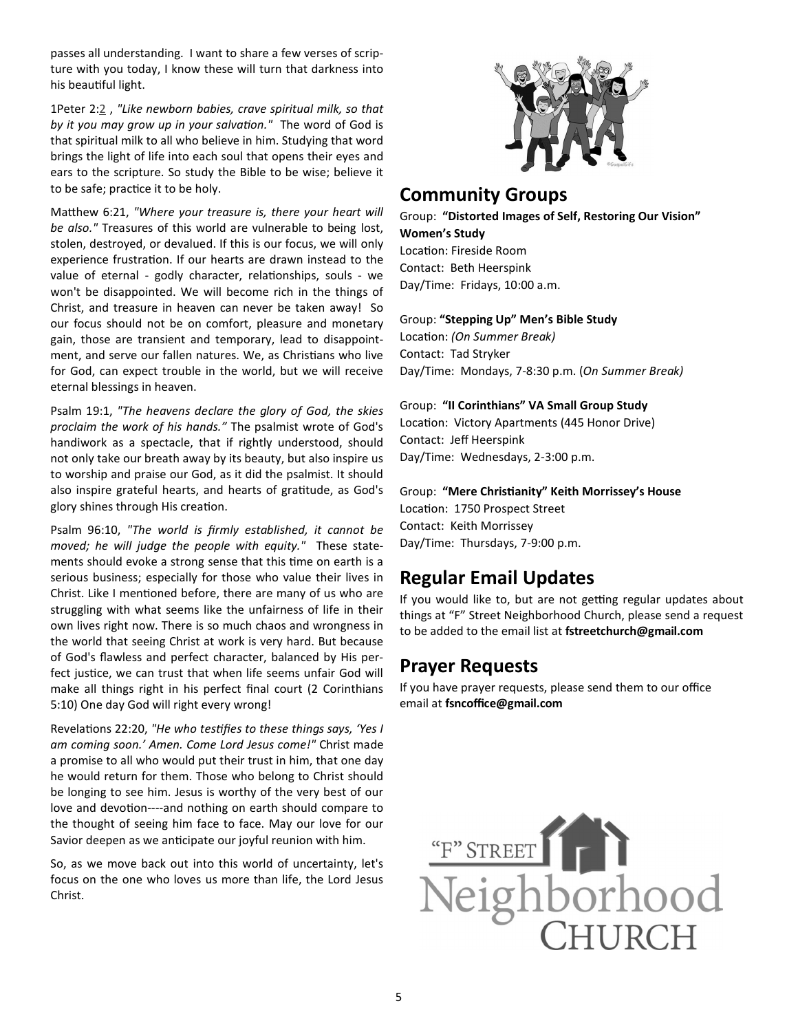passes all understanding. I want to share a few verses of scripture with you today, I know these will turn that darkness into his beautiful light.

1Peter 2:2 , *"Like newborn babies, crave spiritual milk, so that by it you may grow up in your salvation."* The word of God is that spiritual milk to all who believe in him. Studying that word brings the light of life into each soul that opens their eyes and ears to the scripture. So study the Bible to be wise; believe it to be safe; practice it to be holy.

Matthew 6:21, *"Where your treasure is, there your heart will be also."* Treasures of this world are vulnerable to being lost, stolen, destroyed, or devalued. If this is our focus, we will only experience frustration. If our hearts are drawn instead to the value of eternal - godly character, relationships, souls - we won't be disappointed. We will become rich in the things of Christ, and treasure in heaven can never be taken away! So our focus should not be on comfort, pleasure and monetary gain, those are transient and temporary, lead to disappointment, and serve our fallen natures. We, as Christians who live for God, can expect trouble in the world, but we will receive eternal blessings in heaven.

Psalm 19:1, *"The heavens declare the glory of God, the skies proclaim the work of his hands."* The psalmist wrote of God's handiwork as a spectacle, that if rightly understood, should not only take our breath away by its beauty, but also inspire us to worship and praise our God, as it did the psalmist. It should also inspire grateful hearts, and hearts of gratitude, as God's glory shines through His creation.

Psalm 96:10, *"The world is firmly established, it cannot be moved; he will judge the people with equity."* These statements should evoke a strong sense that this time on earth is a serious business; especially for those who value their lives in Christ. Like I mentioned before, there are many of us who are struggling with what seems like the unfairness of life in their own lives right now. There is so much chaos and wrongness in the world that seeing Christ at work is very hard. But because of God's flawless and perfect character, balanced by His perfect justice, we can trust that when life seems unfair God will make all things right in his perfect final court (2 Corinthians 5:10) One day God will right every wrong!

Revelations 22:20, *"He who testifies to these things says, 'Yes I am coming soon.' Amen. Come Lord Jesus come!"* Christ made a promise to all who would put their trust in him, that one day he would return for them. Those who belong to Christ should be longing to see him. Jesus is worthy of the very best of our love and devotion----and nothing on earth should compare to the thought of seeing him face to face. May our love for our Savior deepen as we anticipate our joyful reunion with him.

So, as we move back out into this world of uncertainty, let's focus on the one who loves us more than life, the Lord Jesus Christ.

## Community Groups

Group: **"Distorted Images of Self, Restoring Our Vision" Women's Study**
Location: Fireside Room
Contact: Beth Heerspink
Day/Time: Fridays, 10:00 a.m.

Group: **"Stepping Up" Men's Bible Study**
Location: *(On Summer Break)*
Contact: Tad Stryker
Day/Time: Mondays, 7-8:30 p.m. (*On Summer Break)*

Group: **"II Corinthians" VA Small Group Study**
Location: Victory Apartments (445 Honor Drive)
Contact: Jeff Heerspink
Day/Time: Wednesdays, 2-3:00 p.m.

Group: **"Mere Christianity" Keith Morrissey's House**
Location: 1750 Prospect Street
Contact: Keith Morrissey
Day/Time: Thursdays, 7-9:00 p.m.

## Regular Email Updates

If you would like to, but are not getting regular updates about things at "F" Street Neighborhood Church, please send a request to be added to the email list at **fstreetchurch@gmail.com**

## Prayer Requests

If you have prayer requests, please send them to our office email at **fsncoffice@gmail.com**

"F" STREET Neighborhood CHURCH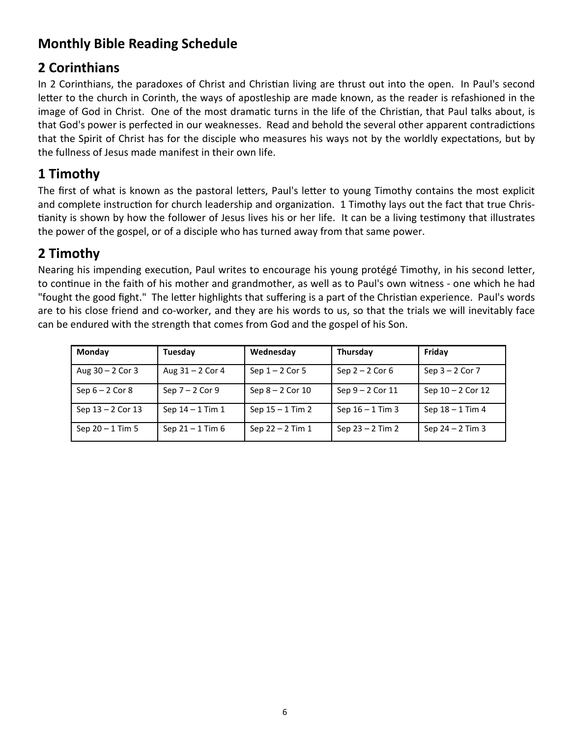# Monthly Bible Reading Schedule

## 2 Corinthians

In 2 Corinthians, the paradoxes of Christ and Christian living are thrust out into the open. In Paul's second letter to the church in Corinth, the ways of apostleship are made known, as the reader is refashioned in the image of God in Christ. One of the most dramatic turns in the life of the Christian, that Paul talks about, is that God's power is perfected in our weaknesses. Read and behold the several other apparent contradictions that the Spirit of Christ has for the disciple who measures his ways not by the worldly expectations, but by the fullness of Jesus made manifest in their own life.

## 1 Timothy

The first of what is known as the pastoral letters, Paul's letter to young Timothy contains the most explicit and complete instruction for church leadership and organization. 1 Timothy lays out the fact that true Christianity is shown by how the follower of Jesus lives his or her life. It can be a living testimony that illustrates the power of the gospel, or of a disciple who has turned away from that same power.

## 2 Timothy

Nearing his impending execution, Paul writes to encourage his young protégé Timothy, in his second letter, to continue in the faith of his mother and grandmother, as well as to Paul's own witness - one which he had "fought the good fight." The letter highlights that suffering is a part of the Christian experience. Paul's words are to his close friend and co-worker, and they are his words to us, so that the trials we will inevitably face can be endured with the strength that comes from God and the gospel of his Son.

| Monday | Tuesday | Wednesday | Thursday | Friday |
|---|---|---|---|---|
| Aug 30 – 2 Cor 3 | Aug 31 – 2 Cor 4 | Sep 1 – 2 Cor 5 | Sep 2 – 2 Cor 6 | Sep 3 – 2 Cor 7 |
| Sep 6 – 2 Cor 8 | Sep 7 – 2 Cor 9 | Sep 8 – 2 Cor 10 | Sep 9 – 2 Cor 11 | Sep 10 – 2 Cor 12 |
| Sep 13 – 2 Cor 13 | Sep 14 – 1 Tim 1 | Sep 15 – 1 Tim 2 | Sep 16 – 1 Tim 3 | Sep 18 – 1 Tim 4 |
| Sep 20 – 1 Tim 5 | Sep 21 – 1 Tim 6 | Sep 22 – 2 Tim 1 | Sep 23 – 2 Tim 2 | Sep 24 – 2 Tim 3 |